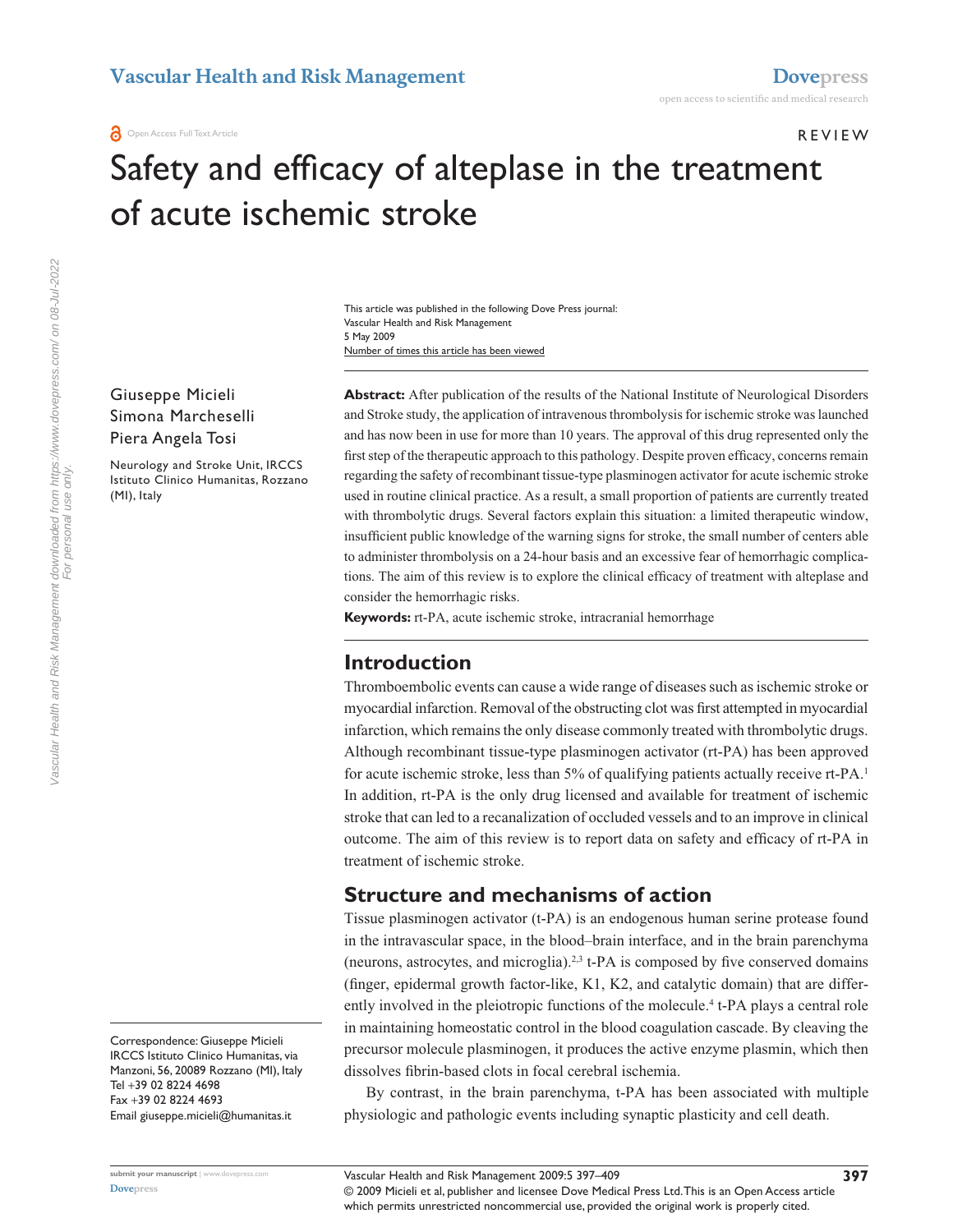REVIEW

# Safety and efficacy of alteplase in the treatment of acute ischemic stroke

This article was published in the following Dove Press journal:
Vascular Health and Risk Management
5 May 2009
Number of times this article has been viewed

Giuseppe Micieli
Simona Marcheselli
Piera Angela Tosi

Neurology and Stroke Unit, IRCCS Istituto Clinico Humanitas, Rozzano (MI), Italy

**Abstract:** After publication of the results of the National Institute of Neurological Disorders and Stroke study, the application of intravenous thrombolysis for ischemic stroke was launched and has now been in use for more than 10 years. The approval of this drug represented only the first step of the therapeutic approach to this pathology. Despite proven efficacy, concerns remain regarding the safety of recombinant tissue-type plasminogen activator for acute ischemic stroke used in routine clinical practice. As a result, a small proportion of patients are currently treated with thrombolytic drugs. Several factors explain this situation: a limited therapeutic window, insufficient public knowledge of the warning signs for stroke, the small number of centers able to administer thrombolysis on a 24-hour basis and an excessive fear of hemorrhagic complications. The aim of this review is to explore the clinical efficacy of treatment with alteplase and consider the hemorrhagic risks.

**Keywords:** rt-PA, acute ischemic stroke, intracranial hemorrhage

## Introduction

Thromboembolic events can cause a wide range of diseases such as ischemic stroke or myocardial infarction. Removal of the obstructing clot was first attempted in myocardial infarction, which remains the only disease commonly treated with thrombolytic drugs. Although recombinant tissue-type plasminogen activator (rt-PA) has been approved for acute ischemic stroke, less than 5% of qualifying patients actually receive rt-PA.[1] In addition, rt-PA is the only drug licensed and available for treatment of ischemic stroke that can led to a recanalization of occluded vessels and to an improve in clinical outcome. The aim of this review is to report data on safety and efficacy of rt-PA in treatment of ischemic stroke.

## Structure and mechanisms of action

Tissue plasminogen activator (t-PA) is an endogenous human serine protease found in the intravascular space, in the blood–brain interface, and in the brain parenchyma (neurons, astrocytes, and microglia).[2,3] t-PA is composed by five conserved domains (finger, epidermal growth factor-like, K1, K2, and catalytic domain) that are differently involved in the pleiotropic functions of the molecule.[4] t-PA plays a central role in maintaining homeostatic control in the blood coagulation cascade. By cleaving the precursor molecule plasminogen, it produces the active enzyme plasmin, which then dissolves fibrin-based clots in focal cerebral ischemia.

By contrast, in the brain parenchyma, t-PA has been associated with multiple physiologic and pathologic events including synaptic plasticity and cell death.

Correspondence: Giuseppe Micieli
IRCCS Istituto Clinico Humanitas, via Manzoni, 56, 20089 Rozzano (MI), Italy
Tel +39 02 8224 4698
Fax +39 02 8224 4693
Email giuseppe.micieli@humanitas.it

© 2009 Micieli et al, publisher and licensee Dove Medical Press Ltd. This is an Open Access article which permits unrestricted noncommercial use, provided the original work is properly cited.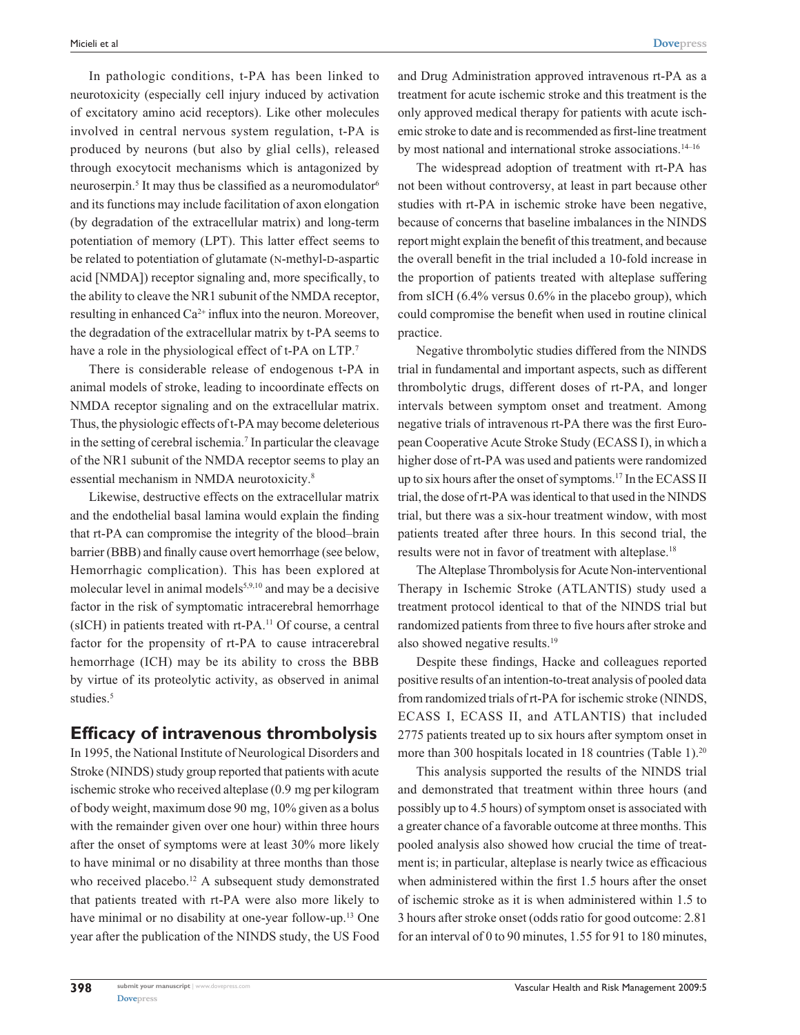In pathologic conditions, t-PA has been linked to neurotoxicity (especially cell injury induced by activation of excitatory amino acid receptors). Like other molecules involved in central nervous system regulation, t-PA is produced by neurons (but also by glial cells), released through exocytocit mechanisms which is antagonized by neuroserpin.[5] It may thus be classified as a neuromodulator[6] and its functions may include facilitation of axon elongation (by degradation of the extracellular matrix) and long-term potentiation of memory (LPT). This latter effect seems to be related to potentiation of glutamate (N-methyl-D-aspartic acid [NMDA]) receptor signaling and, more specifically, to the ability to cleave the NR1 subunit of the NMDA receptor, resulting in enhanced $Ca^{2+}$ influx into the neuron. Moreover, the degradation of the extracellular matrix by t-PA seems to have a role in the physiological effect of t-PA on LTP.[7]

There is considerable release of endogenous t-PA in animal models of stroke, leading to incoordinate effects on NMDA receptor signaling and on the extracellular matrix. Thus, the physiologic effects of t-PA may become deleterious in the setting of cerebral ischemia.[7] In particular the cleavage of the NR1 subunit of the NMDA receptor seems to play an essential mechanism in NMDA neurotoxicity.[8]

Likewise, destructive effects on the extracellular matrix and the endothelial basal lamina would explain the finding that rt-PA can compromise the integrity of the blood–brain barrier (BBB) and finally cause overt hemorrhage (see below, Hemorrhagic complication). This has been explored at molecular level in animal models[5,9,10] and may be a decisive factor in the risk of symptomatic intracerebral hemorrhage (sICH) in patients treated with rt-PA.[11] Of course, a central factor for the propensity of rt-PA to cause intracerebral hemorrhage (ICH) may be its ability to cross the BBB by virtue of its proteolytic activity, as observed in animal studies.[5]

## Efficacy of intravenous thrombolysis

In 1995, the National Institute of Neurological Disorders and Stroke (NINDS) study group reported that patients with acute ischemic stroke who received alteplase (0.9 mg per kilogram of body weight, maximum dose 90 mg, 10% given as a bolus with the remainder given over one hour) within three hours after the onset of symptoms were at least 30% more likely to have minimal or no disability at three months than those who received placebo.[12] A subsequent study demonstrated that patients treated with rt-PA were also more likely to have minimal or no disability at one-year follow-up.[13] One year after the publication of the NINDS study, the US Food and Drug Administration approved intravenous rt-PA as a treatment for acute ischemic stroke and this treatment is the only approved medical therapy for patients with acute ischemic stroke to date and is recommended as first-line treatment by most national and international stroke associations.[14–16]

The widespread adoption of treatment with rt-PA has not been without controversy, at least in part because other studies with rt-PA in ischemic stroke have been negative, because of concerns that baseline imbalances in the NINDS report might explain the benefit of this treatment, and because the overall benefit in the trial included a 10-fold increase in the proportion of patients treated with alteplase suffering from sICH (6.4% versus 0.6% in the placebo group), which could compromise the benefit when used in routine clinical practice.

Negative thrombolytic studies differed from the NINDS trial in fundamental and important aspects, such as different thrombolytic drugs, different doses of rt-PA, and longer intervals between symptom onset and treatment. Among negative trials of intravenous rt-PA there was the first European Cooperative Acute Stroke Study (ECASS I), in which a higher dose of rt-PA was used and patients were randomized up to six hours after the onset of symptoms.[17] In the ECASS II trial, the dose of rt-PA was identical to that used in the NINDS trial, but there was a six-hour treatment window, with most patients treated after three hours. In this second trial, the results were not in favor of treatment with alteplase.[18]

The Alteplase Thrombolysis for Acute Non-interventional Therapy in Ischemic Stroke (ATLANTIS) study used a treatment protocol identical to that of the NINDS trial but randomized patients from three to five hours after stroke and also showed negative results.[19]

Despite these findings, Hacke and colleagues reported positive results of an intention-to-treat analysis of pooled data from randomized trials of rt-PA for ischemic stroke (NINDS, ECASS I, ECASS II, and ATLANTIS) that included 2775 patients treated up to six hours after symptom onset in more than 300 hospitals located in 18 countries (Table 1).[20]

This analysis supported the results of the NINDS trial and demonstrated that treatment within three hours (and possibly up to 4.5 hours) of symptom onset is associated with a greater chance of a favorable outcome at three months. This pooled analysis also showed how crucial the time of treatment is; in particular, alteplase is nearly twice as efficacious when administered within the first 1.5 hours after the onset of ischemic stroke as it is when administered within 1.5 to 3 hours after stroke onset (odds ratio for good outcome: 2.81 for an interval of 0 to 90 minutes, 1.55 for 91 to 180 minutes,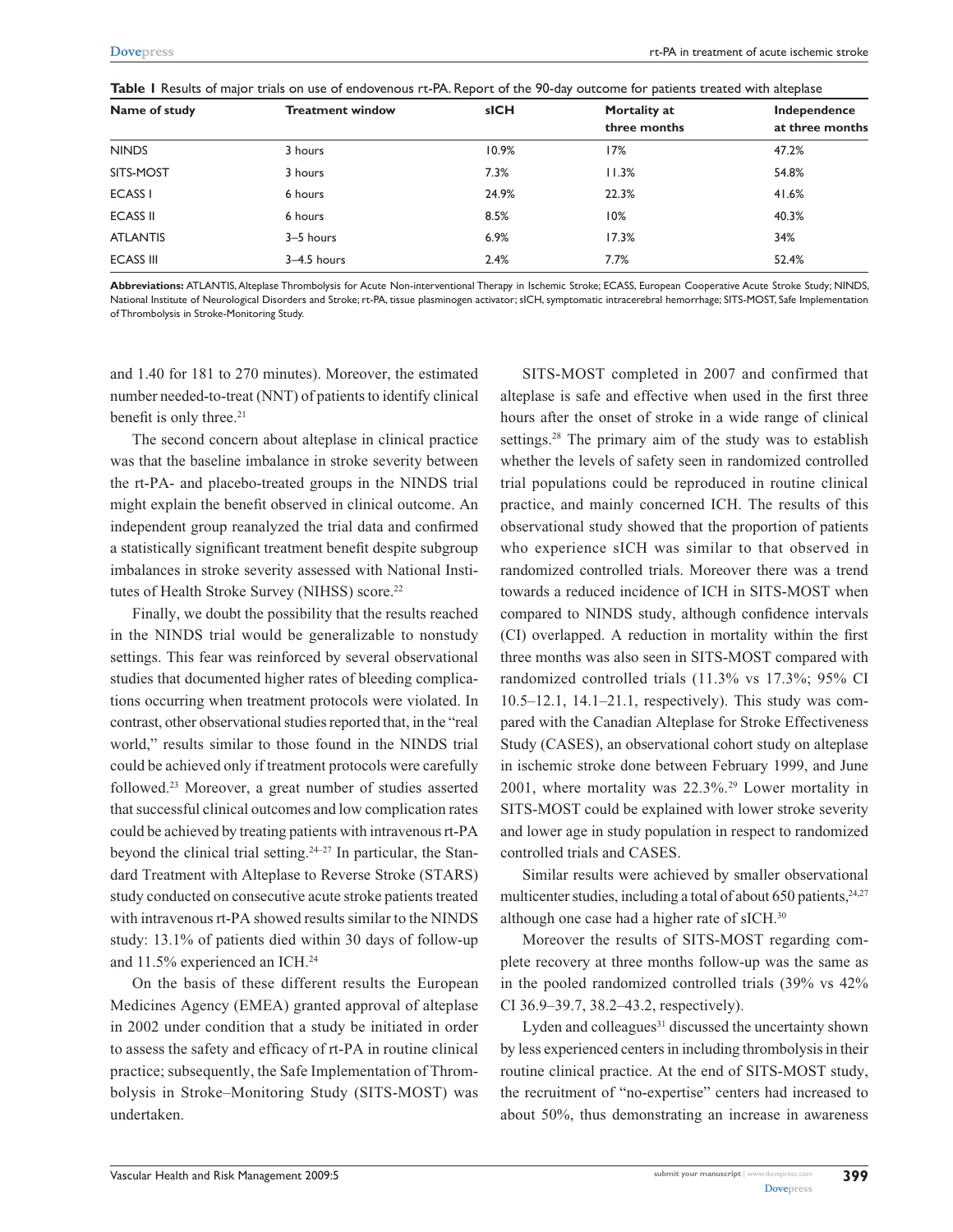**Table 1** Results of major trials on use of endovenous rt-PA. Report of the 90-day outcome for patients treated with alteplase

| Name of study | Treatment window | sICH | Mortality at three months | Independence at three months |
|---|---|---|---|---|
| NINDS | 3 hours | 10.9% | 17% | 47.2% |
| SITS-MOST | 3 hours | 7.3% | 11.3% | 54.8% |
| ECASS I | 6 hours | 24.9% | 22.3% | 41.6% |
| ECASS II | 6 hours | 8.5% | 10% | 40.3% |
| ATLANTIS | 3–5 hours | 6.9% | 17.3% | 34% |
| ECASS III | 3–4.5 hours | 2.4% | 7.7% | 52.4% |

**Abbreviations:** ATLANTIS, Alteplase Thrombolysis for Acute Non-interventional Therapy in Ischemic Stroke; ECASS, European Cooperative Acute Stroke Study; NINDS, National Institute of Neurological Disorders and Stroke; rt-PA, tissue plasminogen activator; sICH, symptomatic intracerebral hemorrhage; SITS-MOST, Safe Implementation of Thrombolysis in Stroke-Monitoring Study.

and 1.40 for 181 to 270 minutes). Moreover, the estimated number needed-to-treat (NNT) of patients to identify clinical benefit is only three.[21]

The second concern about alteplase in clinical practice was that the baseline imbalance in stroke severity between the rt-PA- and placebo-treated groups in the NINDS trial might explain the benefit observed in clinical outcome. An independent group reanalyzed the trial data and confirmed a statistically significant treatment benefit despite subgroup imbalances in stroke severity assessed with National Institutes of Health Stroke Survey (NIHSS) score.[22]

Finally, we doubt the possibility that the results reached in the NINDS trial would be generalizable to nonstudy settings. This fear was reinforced by several observational studies that documented higher rates of bleeding complications occurring when treatment protocols were violated. In contrast, other observational studies reported that, in the "real world," results similar to those found in the NINDS trial could be achieved only if treatment protocols were carefully followed.[23] Moreover, a great number of studies asserted that successful clinical outcomes and low complication rates could be achieved by treating patients with intravenous rt-PA beyond the clinical trial setting.[24–27] In particular, the Standard Treatment with Alteplase to Reverse Stroke (STARS) study conducted on consecutive acute stroke patients treated with intravenous rt-PA showed results similar to the NINDS study: 13.1% of patients died within 30 days of follow-up and 11.5% experienced an ICH.[24]

On the basis of these different results the European Medicines Agency (EMEA) granted approval of alteplase in 2002 under condition that a study be initiated in order to assess the safety and efficacy of rt-PA in routine clinical practice; subsequently, the Safe Implementation of Thrombolysis in Stroke–Monitoring Study (SITS-MOST) was undertaken.

SITS-MOST completed in 2007 and confirmed that alteplase is safe and effective when used in the first three hours after the onset of stroke in a wide range of clinical settings.[28] The primary aim of the study was to establish whether the levels of safety seen in randomized controlled trial populations could be reproduced in routine clinical practice, and mainly concerned ICH. The results of this observational study showed that the proportion of patients who experience sICH was similar to that observed in randomized controlled trials. Moreover there was a trend towards a reduced incidence of ICH in SITS-MOST when compared to NINDS study, although confidence intervals (CI) overlapped. A reduction in mortality within the first three months was also seen in SITS-MOST compared with randomized controlled trials (11.3% vs 17.3%; 95% CI 10.5–12.1, 14.1–21.1, respectively). This study was compared with the Canadian Alteplase for Stroke Effectiveness Study (CASES), an observational cohort study on alteplase in ischemic stroke done between February 1999, and June 2001, where mortality was 22.3%.[29] Lower mortality in SITS-MOST could be explained with lower stroke severity and lower age in study population in respect to randomized controlled trials and CASES.

Similar results were achieved by smaller observational multicenter studies, including a total of about 650 patients,[24,27] although one case had a higher rate of sICH.[30]

Moreover the results of SITS-MOST regarding complete recovery at three months follow-up was the same as in the pooled randomized controlled trials (39% vs 42% CI 36.9–39.7, 38.2–43.2, respectively).

Lyden and colleagues[31] discussed the uncertainty shown by less experienced centers in including thrombolysis in their routine clinical practice. At the end of SITS-MOST study, the recruitment of "no-expertise" centers had increased to about 50%, thus demonstrating an increase in awareness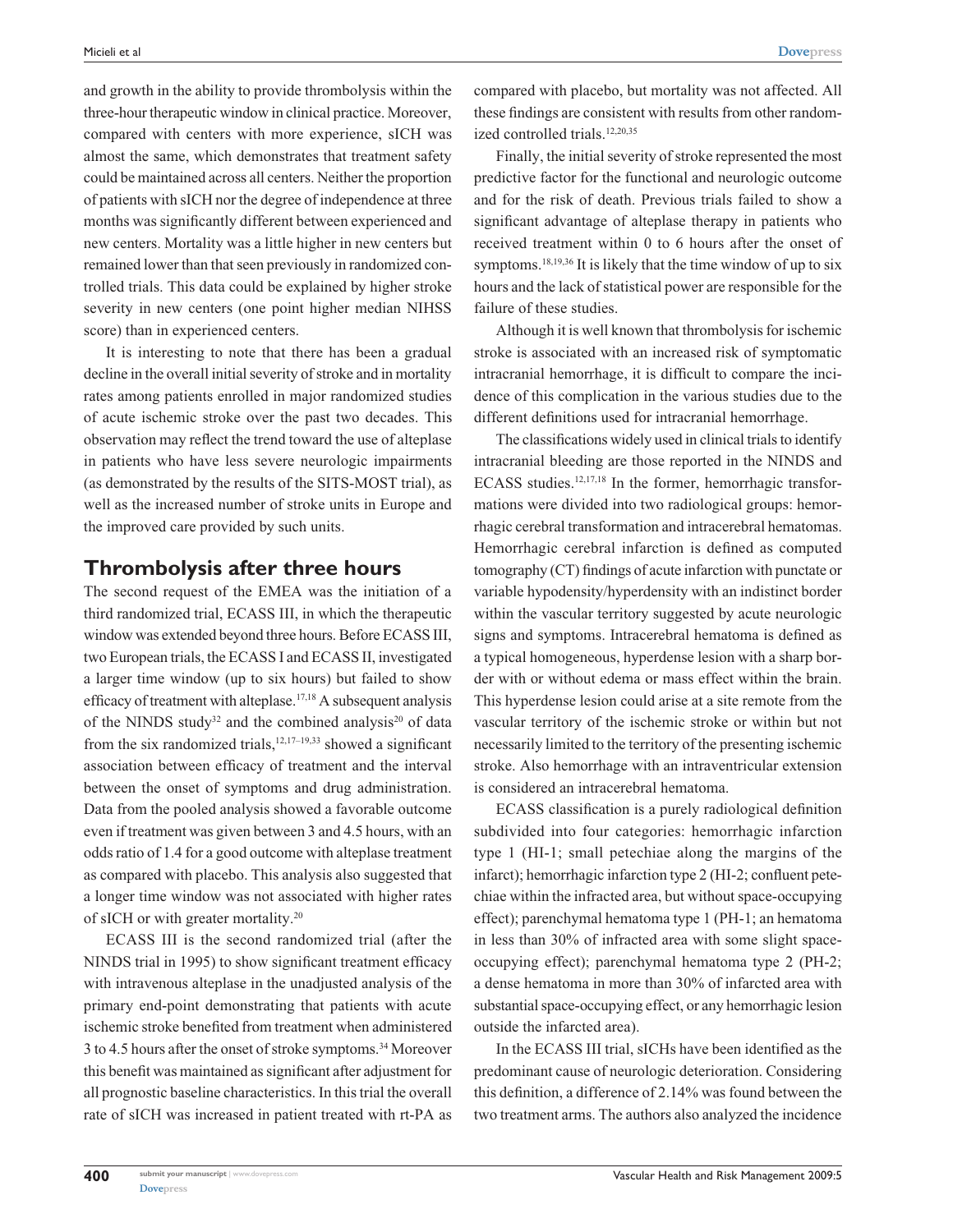and growth in the ability to provide thrombolysis within the three-hour therapeutic window in clinical practice. Moreover, compared with centers with more experience, sICH was almost the same, which demonstrates that treatment safety could be maintained across all centers. Neither the proportion of patients with sICH nor the degree of independence at three months was significantly different between experienced and new centers. Mortality was a little higher in new centers but remained lower than that seen previously in randomized controlled trials. This data could be explained by higher stroke severity in new centers (one point higher median NIHSS score) than in experienced centers.

It is interesting to note that there has been a gradual decline in the overall initial severity of stroke and in mortality rates among patients enrolled in major randomized studies of acute ischemic stroke over the past two decades. This observation may reflect the trend toward the use of alteplase in patients who have less severe neurologic impairments (as demonstrated by the results of the SITS-MOST trial), as well as the increased number of stroke units in Europe and the improved care provided by such units.

## Thrombolysis after three hours

The second request of the EMEA was the initiation of a third randomized trial, ECASS III, in which the therapeutic window was extended beyond three hours. Before ECASS III, two European trials, the ECASS I and ECASS II, investigated a larger time window (up to six hours) but failed to show efficacy of treatment with alteplase.[17,18] A subsequent analysis of the NINDS study[32] and the combined analysis[20] of data from the six randomized trials,[12,17–19,33] showed a significant association between efficacy of treatment and the interval between the onset of symptoms and drug administration. Data from the pooled analysis showed a favorable outcome even if treatment was given between 3 and 4.5 hours, with an odds ratio of 1.4 for a good outcome with alteplase treatment as compared with placebo. This analysis also suggested that a longer time window was not associated with higher rates of sICH or with greater mortality.[20]

ECASS III is the second randomized trial (after the NINDS trial in 1995) to show significant treatment efficacy with intravenous alteplase in the unadjusted analysis of the primary end-point demonstrating that patients with acute ischemic stroke benefited from treatment when administered 3 to 4.5 hours after the onset of stroke symptoms.[34] Moreover this benefit was maintained as significant after adjustment for all prognostic baseline characteristics. In this trial the overall rate of sICH was increased in patient treated with rt-PA as compared with placebo, but mortality was not affected. All these findings are consistent with results from other randomized controlled trials.[12,20,35]

Finally, the initial severity of stroke represented the most predictive factor for the functional and neurologic outcome and for the risk of death. Previous trials failed to show a significant advantage of alteplase therapy in patients who received treatment within 0 to 6 hours after the onset of symptoms.[18,19,36] It is likely that the time window of up to six hours and the lack of statistical power are responsible for the failure of these studies.

Although it is well known that thrombolysis for ischemic stroke is associated with an increased risk of symptomatic intracranial hemorrhage, it is difficult to compare the incidence of this complication in the various studies due to the different definitions used for intracranial hemorrhage.

The classifications widely used in clinical trials to identify intracranial bleeding are those reported in the NINDS and ECASS studies.[12,17,18] In the former, hemorrhagic transformations were divided into two radiological groups: hemorrhagic cerebral transformation and intracerebral hematomas. Hemorrhagic cerebral infarction is defined as computed tomography (CT) findings of acute infarction with punctate or variable hypodensity/hyperdensity with an indistinct border within the vascular territory suggested by acute neurologic signs and symptoms. Intracerebral hematoma is defined as a typical homogeneous, hyperdense lesion with a sharp border with or without edema or mass effect within the brain. This hyperdense lesion could arise at a site remote from the vascular territory of the ischemic stroke or within but not necessarily limited to the territory of the presenting ischemic stroke. Also hemorrhage with an intraventricular extension is considered an intracerebral hematoma.

ECASS classification is a purely radiological definition subdivided into four categories: hemorrhagic infarction type 1 (HI-1; small petechiae along the margins of the infarct); hemorrhagic infarction type 2 (HI-2; confluent petechiae within the infracted area, but without space-occupying effect); parenchymal hematoma type 1 (PH-1; an hematoma in less than 30% of infracted area with some slight space-occupying effect); parenchymal hematoma type 2 (PH-2; a dense hematoma in more than 30% of infarcted area with substantial space-occupying effect, or any hemorrhagic lesion outside the infarcted area).

In the ECASS III trial, sICHs have been identified as the predominant cause of neurologic deterioration. Considering this definition, a difference of 2.14% was found between the two treatment arms. The authors also analyzed the incidence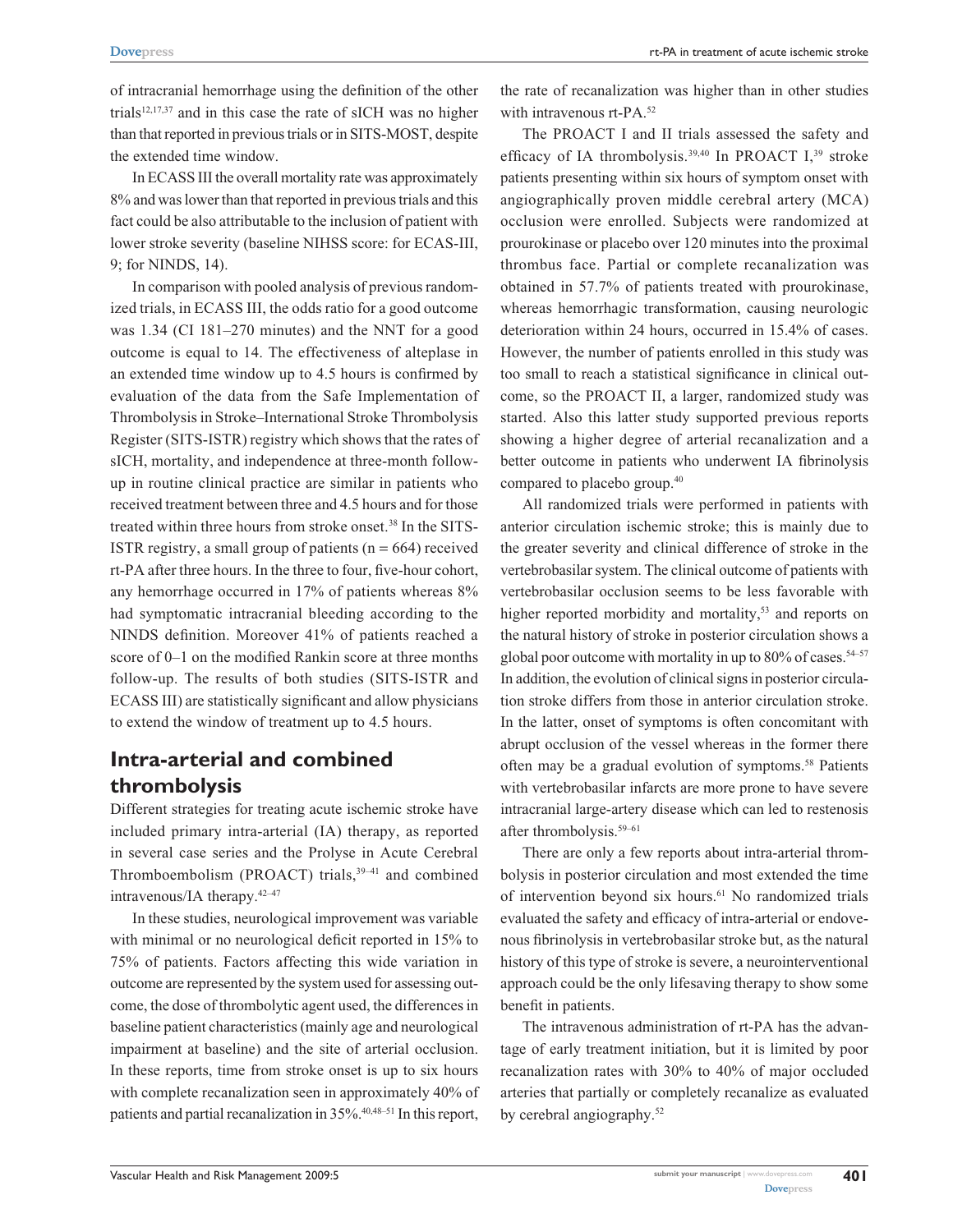of intracranial hemorrhage using the definition of the other trials[12,17,37] and in this case the rate of sICH was no higher than that reported in previous trials or in SITS-MOST, despite the extended time window.

In ECASS III the overall mortality rate was approximately 8% and was lower than that reported in previous trials and this fact could be also attributable to the inclusion of patient with lower stroke severity (baseline NIHSS score: for ECAS-III, 9; for NINDS, 14).

In comparison with pooled analysis of previous randomized trials, in ECASS III, the odds ratio for a good outcome was 1.34 (CI 181–270 minutes) and the NNT for a good outcome is equal to 14. The effectiveness of alteplase in an extended time window up to 4.5 hours is confirmed by evaluation of the data from the Safe Implementation of Thrombolysis in Stroke–International Stroke Thrombolysis Register (SITS-ISTR) registry which shows that the rates of sICH, mortality, and independence at three-month follow-up in routine clinical practice are similar in patients who received treatment between three and 4.5 hours and for those treated within three hours from stroke onset.[38] In the SITS-ISTR registry, a small group of patients (n = 664) received rt-PA after three hours. In the three to four, five-hour cohort, any hemorrhage occurred in 17% of patients whereas 8% had symptomatic intracranial bleeding according to the NINDS definition. Moreover 41% of patients reached a score of 0–1 on the modified Rankin score at three months follow-up. The results of both studies (SITS-ISTR and ECASS III) are statistically significant and allow physicians to extend the window of treatment up to 4.5 hours.

## Intra-arterial and combined thrombolysis

Different strategies for treating acute ischemic stroke have included primary intra-arterial (IA) therapy, as reported in several case series and the Prolyse in Acute Cerebral Thromboembolism (PROACT) trials,[39–41] and combined intravenous/IA therapy.[42–47]

In these studies, neurological improvement was variable with minimal or no neurological deficit reported in 15% to 75% of patients. Factors affecting this wide variation in outcome are represented by the system used for assessing outcome, the dose of thrombolytic agent used, the differences in baseline patient characteristics (mainly age and neurological impairment at baseline) and the site of arterial occlusion. In these reports, time from stroke onset is up to six hours with complete recanalization seen in approximately 40% of patients and partial recanalization in 35%.[40,48–51] In this report, the rate of recanalization was higher than in other studies with intravenous rt-PA.[52]

The PROACT I and II trials assessed the safety and efficacy of IA thrombolysis.[39,40] In PROACT I,[39] stroke patients presenting within six hours of symptom onset with angiographically proven middle cerebral artery (MCA) occlusion were enrolled. Subjects were randomized at prourokinase or placebo over 120 minutes into the proximal thrombus face. Partial or complete recanalization was obtained in 57.7% of patients treated with prourokinase, whereas hemorrhagic transformation, causing neurologic deterioration within 24 hours, occurred in 15.4% of cases. However, the number of patients enrolled in this study was too small to reach a statistical significance in clinical outcome, so the PROACT II, a larger, randomized study was started. Also this latter study supported previous reports showing a higher degree of arterial recanalization and a better outcome in patients who underwent IA fibrinolysis compared to placebo group.[40]

All randomized trials were performed in patients with anterior circulation ischemic stroke; this is mainly due to the greater severity and clinical difference of stroke in the vertebrobasilar system. The clinical outcome of patients with vertebrobasilar occlusion seems to be less favorable with higher reported morbidity and mortality,[53] and reports on the natural history of stroke in posterior circulation shows a global poor outcome with mortality in up to 80% of cases.[54–57] In addition, the evolution of clinical signs in posterior circulation stroke differs from those in anterior circulation stroke. In the latter, onset of symptoms is often concomitant with abrupt occlusion of the vessel whereas in the former there often may be a gradual evolution of symptoms.[58] Patients with vertebrobasilar infarcts are more prone to have severe intracranial large-artery disease which can led to restenosis after thrombolysis.[59–61]

There are only a few reports about intra-arterial thrombolysis in posterior circulation and most extended the time of intervention beyond six hours.[61] No randomized trials evaluated the safety and efficacy of intra-arterial or endovenous fibrinolysis in vertebrobasilar stroke but, as the natural history of this type of stroke is severe, a neurointerventional approach could be the only lifesaving therapy to show some benefit in patients.

The intravenous administration of rt-PA has the advantage of early treatment initiation, but it is limited by poor recanalization rates with 30% to 40% of major occluded arteries that partially or completely recanalize as evaluated by cerebral angiography.[52]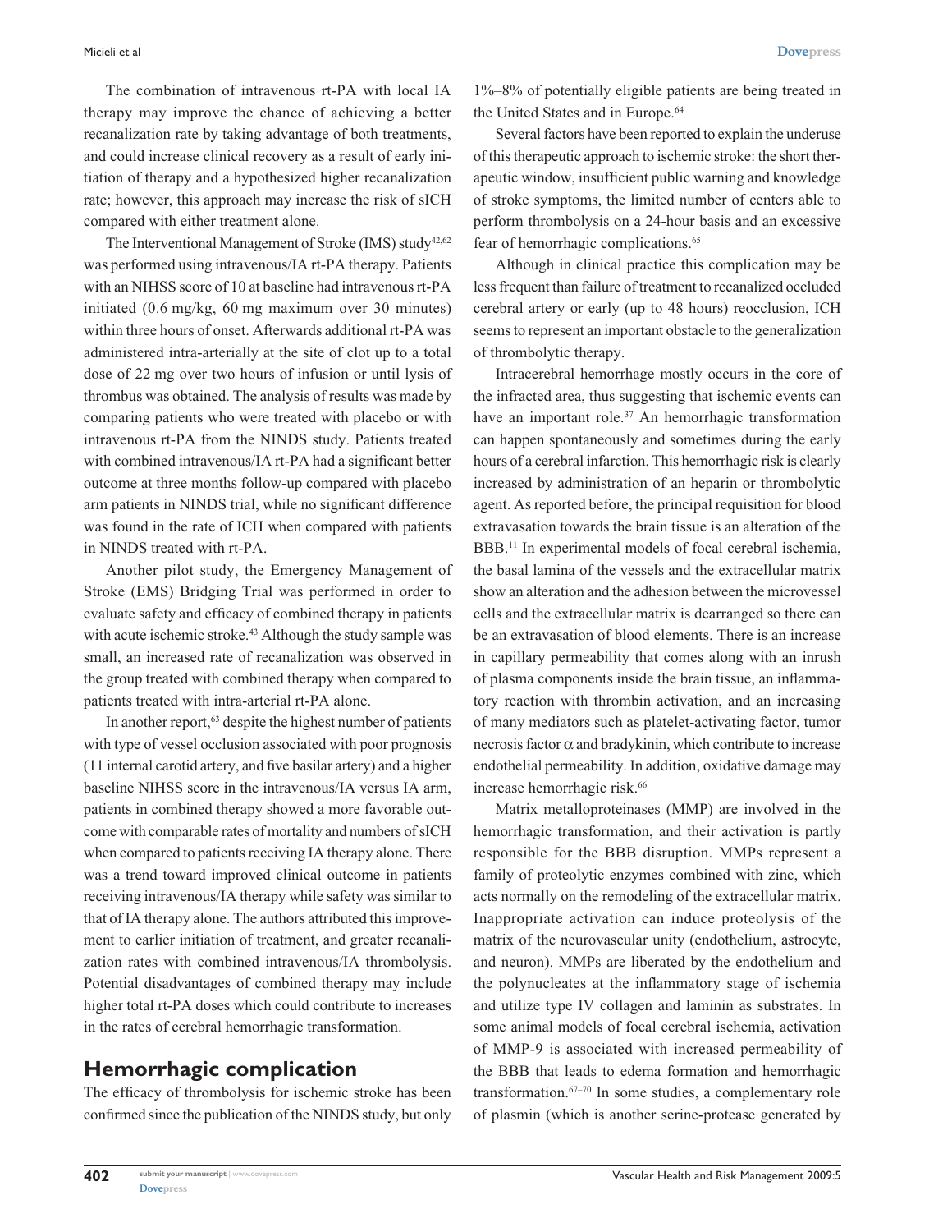The combination of intravenous rt-PA with local IA therapy may improve the chance of achieving a better recanalization rate by taking advantage of both treatments, and could increase clinical recovery as a result of early initiation of therapy and a hypothesized higher recanalization rate; however, this approach may increase the risk of sICH compared with either treatment alone.

The Interventional Management of Stroke (IMS) study[42,62] was performed using intravenous/IA rt-PA therapy. Patients with an NIHSS score of 10 at baseline had intravenous rt-PA initiated (0.6 mg/kg, 60 mg maximum over 30 minutes) within three hours of onset. Afterwards additional rt-PA was administered intra-arterially at the site of clot up to a total dose of 22 mg over two hours of infusion or until lysis of thrombus was obtained. The analysis of results was made by comparing patients who were treated with placebo or with intravenous rt-PA from the NINDS study. Patients treated with combined intravenous/IA rt-PA had a significant better outcome at three months follow-up compared with placebo arm patients in NINDS trial, while no significant difference was found in the rate of ICH when compared with patients in NINDS treated with rt-PA.

Another pilot study, the Emergency Management of Stroke (EMS) Bridging Trial was performed in order to evaluate safety and efficacy of combined therapy in patients with acute ischemic stroke.[43] Although the study sample was small, an increased rate of recanalization was observed in the group treated with combined therapy when compared to patients treated with intra-arterial rt-PA alone.

In another report,[63] despite the highest number of patients with type of vessel occlusion associated with poor prognosis (11 internal carotid artery, and five basilar artery) and a higher baseline NIHSS score in the intravenous/IA versus IA arm, patients in combined therapy showed a more favorable outcome with comparable rates of mortality and numbers of sICH when compared to patients receiving IA therapy alone. There was a trend toward improved clinical outcome in patients receiving intravenous/IA therapy while safety was similar to that of IA therapy alone. The authors attributed this improvement to earlier initiation of treatment, and greater recanalization rates with combined intravenous/IA thrombolysis. Potential disadvantages of combined therapy may include higher total rt-PA doses which could contribute to increases in the rates of cerebral hemorrhagic transformation.

## Hemorrhagic complication

The efficacy of thrombolysis for ischemic stroke has been confirmed since the publication of the NINDS study, but only 1%–8% of potentially eligible patients are being treated in the United States and in Europe.[64]

Several factors have been reported to explain the underuse of this therapeutic approach to ischemic stroke: the short therapeutic window, insufficient public warning and knowledge of stroke symptoms, the limited number of centers able to perform thrombolysis on a 24-hour basis and an excessive fear of hemorrhagic complications.[65]

Although in clinical practice this complication may be less frequent than failure of treatment to recanalized occluded cerebral artery or early (up to 48 hours) reocclusion, ICH seems to represent an important obstacle to the generalization of thrombolytic therapy.

Intracerebral hemorrhage mostly occurs in the core of the infracted area, thus suggesting that ischemic events can have an important role.[37] An hemorrhagic transformation can happen spontaneously and sometimes during the early hours of a cerebral infarction. This hemorrhagic risk is clearly increased by administration of an heparin or thrombolytic agent. As reported before, the principal requisition for blood extravasation towards the brain tissue is an alteration of the BBB.[11] In experimental models of focal cerebral ischemia, the basal lamina of the vessels and the extracellular matrix show an alteration and the adhesion between the microvessel cells and the extracellular matrix is dearranged so there can be an extravasation of blood elements. There is an increase in capillary permeability that comes along with an inrush of plasma components inside the brain tissue, an inflammatory reaction with thrombin activation, and an increasing of many mediators such as platelet-activating factor, tumor necrosis factor $\alpha$ and bradykinin, which contribute to increase endothelial permeability. In addition, oxidative damage may increase hemorrhagic risk.[66]

Matrix metalloproteinases (MMP) are involved in the hemorrhagic transformation, and their activation is partly responsible for the BBB disruption. MMPs represent a family of proteolytic enzymes combined with zinc, which acts normally on the remodeling of the extracellular matrix. Inappropriate activation can induce proteolysis of the matrix of the neurovascular unity (endothelium, astrocyte, and neuron). MMPs are liberated by the endothelium and the polynucleates at the inflammatory stage of ischemia and utilize type IV collagen and laminin as substrates. In some animal models of focal cerebral ischemia, activation of MMP-9 is associated with increased permeability of the BBB that leads to edema formation and hemorrhagic transformation.[67–70] In some studies, a complementary role of plasmin (which is another serine-protease generated by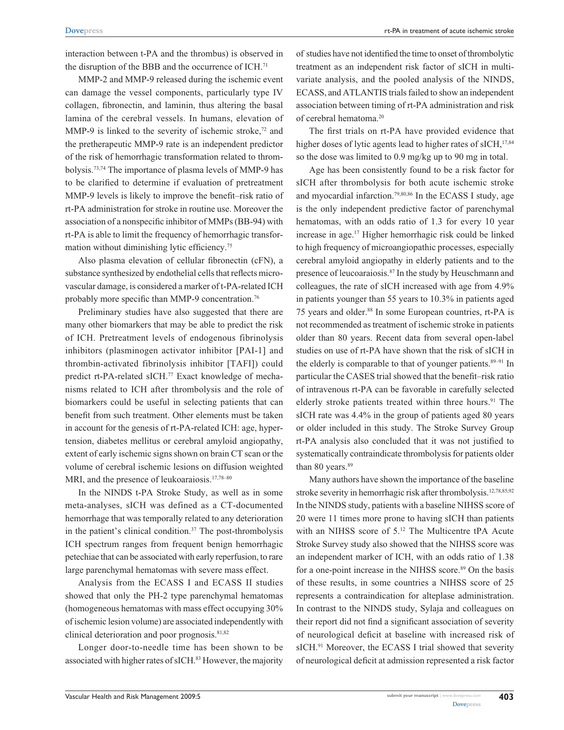interaction between t-PA and the thrombus) is observed in the disruption of the BBB and the occurrence of ICH.[71]

MMP-2 and MMP-9 released during the ischemic event can damage the vessel components, particularly type IV collagen, fibronectin, and laminin, thus altering the basal lamina of the cerebral vessels. In humans, elevation of MMP-9 is linked to the severity of ischemic stroke,[72] and the pretherapeutic MMP-9 rate is an independent predictor of the risk of hemorrhagic transformation related to thrombolysis.[73,74] The importance of plasma levels of MMP-9 has to be clarified to determine if evaluation of pretreatment MMP-9 levels is likely to improve the benefit–risk ratio of rt-PA administration for stroke in routine use. Moreover the association of a nonspecific inhibitor of MMPs (BB-94) with rt-PA is able to limit the frequency of hemorrhagic transformation without diminishing lytic efficiency.[75]

Also plasma elevation of cellular fibronectin (cFN), a substance synthesized by endothelial cells that reflects microvascular damage, is considered a marker of t-PA-related ICH probably more specific than MMP-9 concentration.[76]

Preliminary studies have also suggested that there are many other biomarkers that may be able to predict the risk of ICH. Pretreatment levels of endogenous fibrinolysis inhibitors (plasminogen activator inhibitor [PAI-1] and thrombin-activated fibrinolysis inhibitor [TAFI]) could predict rt-PA-related sICH.[77] Exact knowledge of mechanisms related to ICH after thrombolysis and the role of biomarkers could be useful in selecting patients that can benefit from such treatment. Other elements must be taken in account for the genesis of rt-PA-related ICH: age, hypertension, diabetes mellitus or cerebral amyloid angiopathy, extent of early ischemic signs shown on brain CT scan or the volume of cerebral ischemic lesions on diffusion weighted MRI, and the presence of leukoaraiosis.[17,78–80]

In the NINDS t-PA Stroke Study, as well as in some meta-analyses, sICH was defined as a CT-documented hemorrhage that was temporally related to any deterioration in the patient's clinical condition.[37] The post-thrombolysis ICH spectrum ranges from frequent benign hemorrhagic petechiae that can be associated with early reperfusion, to rare large parenchymal hematomas with severe mass effect.

Analysis from the ECASS I and ECASS II studies showed that only the PH-2 type parenchymal hematomas (homogeneous hematomas with mass effect occupying 30% of ischemic lesion volume) are associated independently with clinical deterioration and poor prognosis.[81,82]

Longer door-to-needle time has been shown to be associated with higher rates of sICH.[83] However, the majority of studies have not identified the time to onset of thrombolytic treatment as an independent risk factor of sICH in multivariate analysis, and the pooled analysis of the NINDS, ECASS, and ATLANTIS trials failed to show an independent association between timing of rt-PA administration and risk of cerebral hematoma.[20]

The first trials on rt-PA have provided evidence that higher doses of lytic agents lead to higher rates of sICH,[17,84] so the dose was limited to 0.9 mg/kg up to 90 mg in total.

Age has been consistently found to be a risk factor for sICH after thrombolysis for both acute ischemic stroke and myocardial infarction.[79,80,86] In the ECASS I study, age is the only independent predictive factor of parenchymal hematomas, with an odds ratio of 1.3 for every 10 year increase in age.[17] Higher hemorrhagic risk could be linked to high frequency of microangiopathic processes, especially cerebral amyloid angiopathy in elderly patients and to the presence of leucoaraiosis.[87] In the study by Heuschmann and colleagues, the rate of sICH increased with age from 4.9% in patients younger than 55 years to 10.3% in patients aged 75 years and older.[88] In some European countries, rt-PA is not recommended as treatment of ischemic stroke in patients older than 80 years. Recent data from several open-label studies on use of rt-PA have shown that the risk of sICH in the elderly is comparable to that of younger patients.[89–91] In particular the CASES trial showed that the benefit–risk ratio of intravenous rt-PA can be favorable in carefully selected elderly stroke patients treated within three hours.[91] The sICH rate was 4.4% in the group of patients aged 80 years or older included in this study. The Stroke Survey Group rt-PA analysis also concluded that it was not justified to systematically contraindicate thrombolysis for patients older than 80 years.[89]

Many authors have shown the importance of the baseline stroke severity in hemorrhagic risk after thrombolysis.[12,78,85,92] In the NINDS study, patients with a baseline NIHSS score of 20 were 11 times more prone to having sICH than patients with an NIHSS score of 5.[12] The Multicentre tPA Acute Stroke Survey study also showed that the NIHSS score was an independent marker of ICH, with an odds ratio of 1.38 for a one-point increase in the NIHSS score.[89] On the basis of these results, in some countries a NIHSS score of 25 represents a contraindication for alteplase administration. In contrast to the NINDS study, Sylaja and colleagues on their report did not find a significant association of severity of neurological deficit at baseline with increased risk of sICH.[91] Moreover, the ECASS I trial showed that severity of neurological deficit at admission represented a risk factor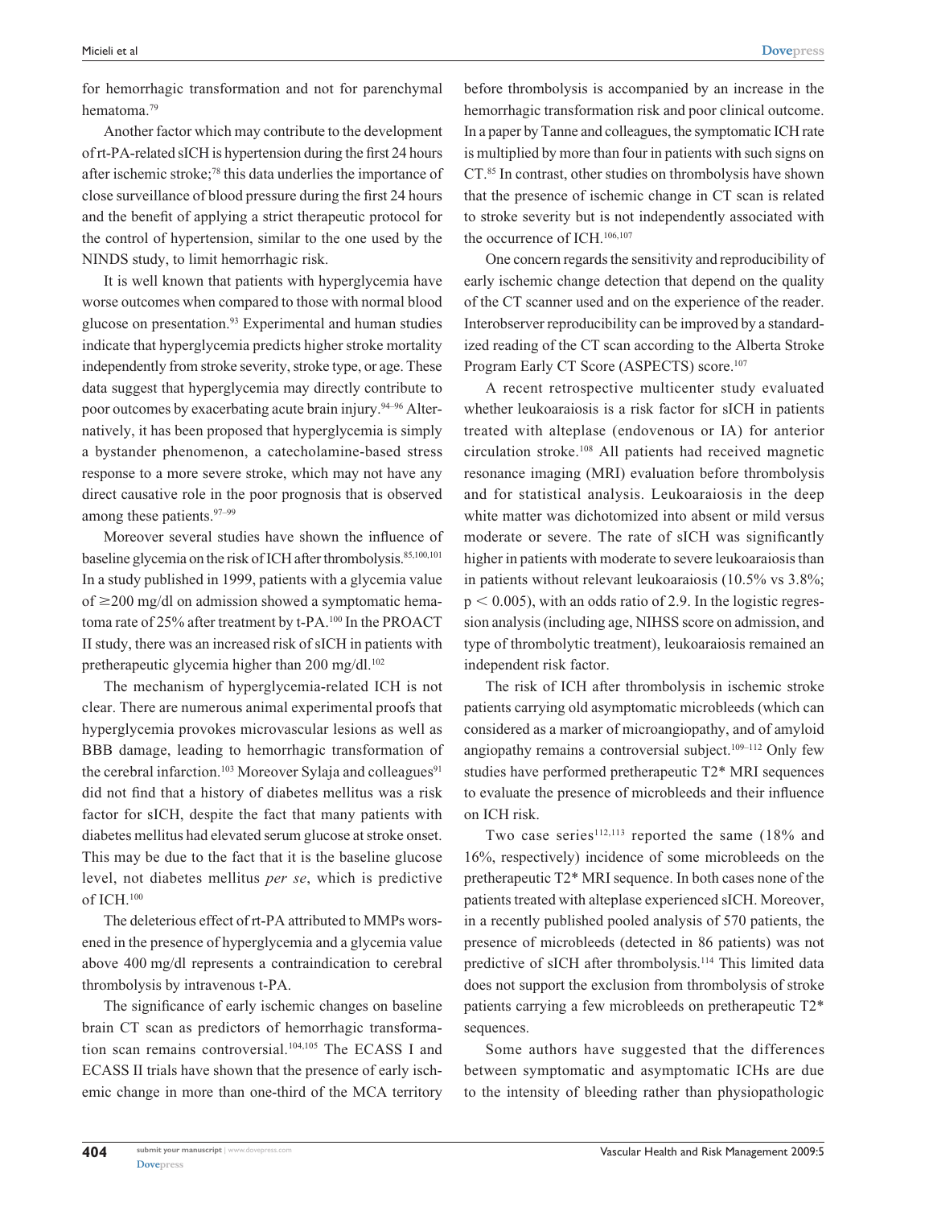for hemorrhagic transformation and not for parenchymal hematoma.[79]

Another factor which may contribute to the development of rt-PA-related sICH is hypertension during the first 24 hours after ischemic stroke;[78] this data underlies the importance of close surveillance of blood pressure during the first 24 hours and the benefit of applying a strict therapeutic protocol for the control of hypertension, similar to the one used by the NINDS study, to limit hemorrhagic risk.

It is well known that patients with hyperglycemia have worse outcomes when compared to those with normal blood glucose on presentation.[93] Experimental and human studies indicate that hyperglycemia predicts higher stroke mortality independently from stroke severity, stroke type, or age. These data suggest that hyperglycemia may directly contribute to poor outcomes by exacerbating acute brain injury.[94–96] Alternatively, it has been proposed that hyperglycemia is simply a bystander phenomenon, a catecholamine-based stress response to a more severe stroke, which may not have any direct causative role in the poor prognosis that is observed among these patients.[97–99]

Moreover several studies have shown the influence of baseline glycemia on the risk of ICH after thrombolysis.[85,100,101] In a study published in 1999, patients with a glycemia value of ≥200 mg/dl on admission showed a symptomatic hematoma rate of 25% after treatment by t-PA.[100] In the PROACT II study, there was an increased risk of sICH in patients with pretherapeutic glycemia higher than 200 mg/dl.[102]

The mechanism of hyperglycemia-related ICH is not clear. There are numerous animal experimental proofs that hyperglycemia provokes microvascular lesions as well as BBB damage, leading to hemorrhagic transformation of the cerebral infarction.[103] Moreover Sylaja and colleagues[91] did not find that a history of diabetes mellitus was a risk factor for sICH, despite the fact that many patients with diabetes mellitus had elevated serum glucose at stroke onset. This may be due to the fact that it is the baseline glucose level, not diabetes mellitus *per se*, which is predictive of ICH.[100]

The deleterious effect of rt-PA attributed to MMPs worsened in the presence of hyperglycemia and a glycemia value above 400 mg/dl represents a contraindication to cerebral thrombolysis by intravenous t-PA.

The significance of early ischemic changes on baseline brain CT scan as predictors of hemorrhagic transformation scan remains controversial.[104,105] The ECASS I and ECASS II trials have shown that the presence of early ischemic change in more than one-third of the MCA territory before thrombolysis is accompanied by an increase in the hemorrhagic transformation risk and poor clinical outcome. In a paper by Tanne and colleagues, the symptomatic ICH rate is multiplied by more than four in patients with such signs on CT.[85] In contrast, other studies on thrombolysis have shown that the presence of ischemic change in CT scan is related to stroke severity but is not independently associated with the occurrence of ICH.[106,107]

One concern regards the sensitivity and reproducibility of early ischemic change detection that depend on the quality of the CT scanner used and on the experience of the reader. Interobserver reproducibility can be improved by a standardized reading of the CT scan according to the Alberta Stroke Program Early CT Score (ASPECTS) score.[107]

A recent retrospective multicenter study evaluated whether leukoaraiosis is a risk factor for sICH in patients treated with alteplase (endovenous or IA) for anterior circulation stroke.[108] All patients had received magnetic resonance imaging (MRI) evaluation before thrombolysis and for statistical analysis. Leukoaraiosis in the deep white matter was dichotomized into absent or mild versus moderate or severe. The rate of sICH was significantly higher in patients with moderate to severe leukoaraiosis than in patients without relevant leukoaraiosis (10.5% vs 3.8%; $p < 0.005$), with an odds ratio of 2.9. In the logistic regression analysis (including age, NIHSS score on admission, and type of thrombolytic treatment), leukoaraiosis remained an independent risk factor.

The risk of ICH after thrombolysis in ischemic stroke patients carrying old asymptomatic microbleeds (which can considered as a marker of microangiopathy, and of amyloid angiopathy remains a controversial subject.[109–112] Only few studies have performed pretherapeutic T2* MRI sequences to evaluate the presence of microbleeds and their influence on ICH risk.

Two case series[112,113] reported the same (18% and 16%, respectively) incidence of some microbleeds on the pretherapeutic T2* MRI sequence. In both cases none of the patients treated with alteplase experienced sICH. Moreover, in a recently published pooled analysis of 570 patients, the presence of microbleeds (detected in 86 patients) was not predictive of sICH after thrombolysis.[114] This limited data does not support the exclusion from thrombolysis of stroke patients carrying a few microbleeds on pretherapeutic T2* sequences.

Some authors have suggested that the differences between symptomatic and asymptomatic ICHs are due to the intensity of bleeding rather than physiopathologic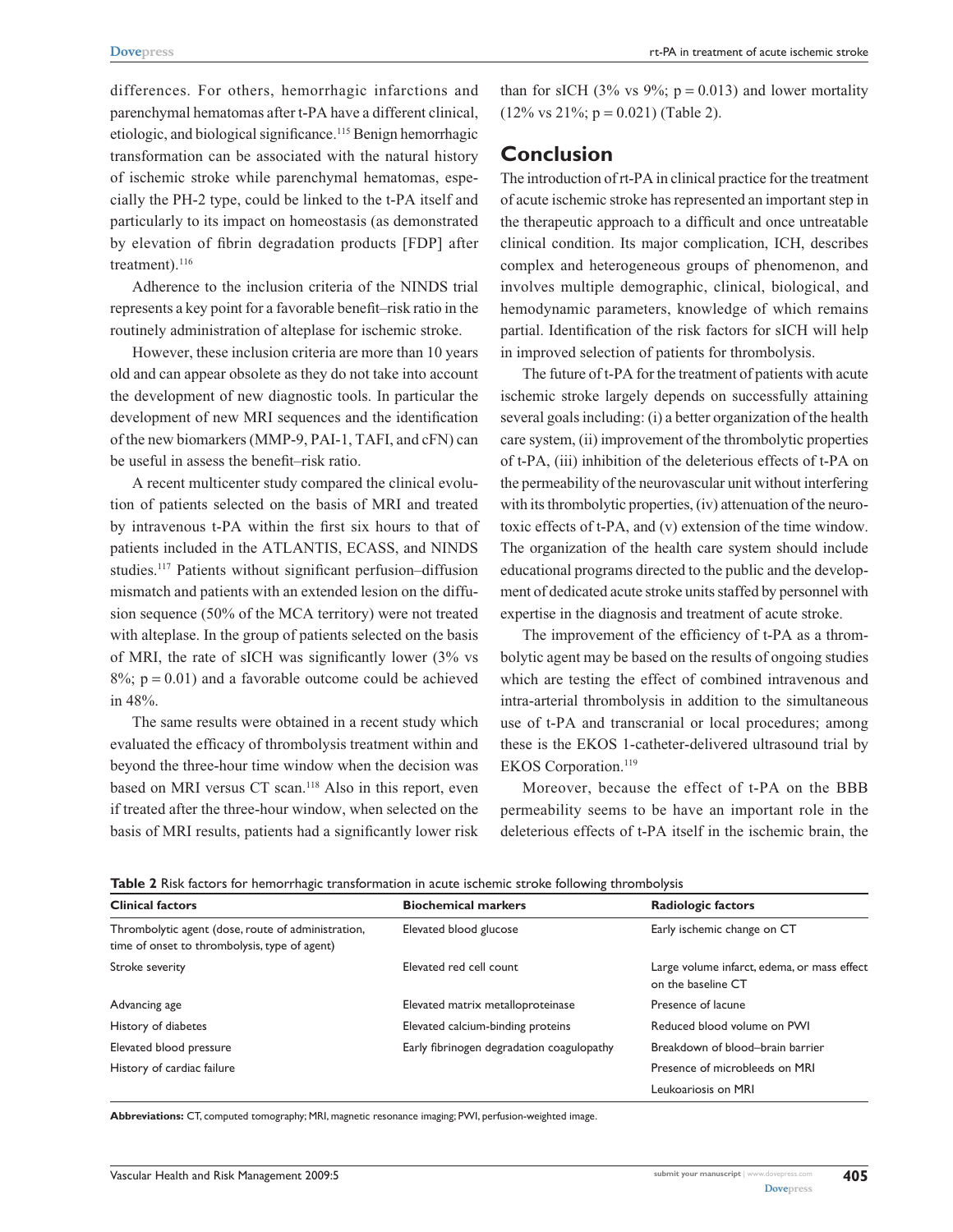differences. For others, hemorrhagic infarctions and parenchymal hematomas after t-PA have a different clinical, etiologic, and biological significance.[115] Benign hemorrhagic transformation can be associated with the natural history of ischemic stroke while parenchymal hematomas, especially the PH-2 type, could be linked to the t-PA itself and particularly to its impact on homeostasis (as demonstrated by elevation of fibrin degradation products [FDP] after treatment).[116]

Adherence to the inclusion criteria of the NINDS trial represents a key point for a favorable benefit–risk ratio in the routinely administration of alteplase for ischemic stroke.

However, these inclusion criteria are more than 10 years old and can appear obsolete as they do not take into account the development of new diagnostic tools. In particular the development of new MRI sequences and the identification of the new biomarkers (MMP-9, PAI-1, TAFI, and cFN) can be useful in assess the benefit–risk ratio.

A recent multicenter study compared the clinical evolution of patients selected on the basis of MRI and treated by intravenous t-PA within the first six hours to that of patients included in the ATLANTIS, ECASS, and NINDS studies.[117] Patients without significant perfusion–diffusion mismatch and patients with an extended lesion on the diffusion sequence (50% of the MCA territory) were not treated with alteplase. In the group of patients selected on the basis of MRI, the rate of sICH was significantly lower (3% vs 8%; $p = 0.01$) and a favorable outcome could be achieved in 48%.

The same results were obtained in a recent study which evaluated the efficacy of thrombolysis treatment within and beyond the three-hour time window when the decision was based on MRI versus CT scan.[118] Also in this report, even if treated after the three-hour window, when selected on the basis of MRI results, patients had a significantly lower risk than for sICH (3% vs 9%; $p = 0.013$) and lower mortality (12% vs 21%; $p = 0.021$) (Table 2).

## Conclusion

The introduction of rt-PA in clinical practice for the treatment of acute ischemic stroke has represented an important step in the therapeutic approach to a difficult and once untreatable clinical condition. Its major complication, ICH, describes complex and heterogeneous groups of phenomenon, and involves multiple demographic, clinical, biological, and hemodynamic parameters, knowledge of which remains partial. Identification of the risk factors for sICH will help in improved selection of patients for thrombolysis.

The future of t-PA for the treatment of patients with acute ischemic stroke largely depends on successfully attaining several goals including: (i) a better organization of the health care system, (ii) improvement of the thrombolytic properties of t-PA, (iii) inhibition of the deleterious effects of t-PA on the permeability of the neurovascular unit without interfering with its thrombolytic properties, (iv) attenuation of the neurotoxic effects of t-PA, and (v) extension of the time window. The organization of the health care system should include educational programs directed to the public and the development of dedicated acute stroke units staffed by personnel with expertise in the diagnosis and treatment of acute stroke.

The improvement of the efficiency of t-PA as a thrombolytic agent may be based on the results of ongoing studies which are testing the effect of combined intravenous and intra-arterial thrombolysis in addition to the simultaneous use of t-PA and transcranial or local procedures; among these is the EKOS 1-catheter-delivered ultrasound trial by EKOS Corporation.[119]

Moreover, because the effect of t-PA on the BBB permeability seems to be have an important role in the deleterious effects of t-PA itself in the ischemic brain, the

**Table 2** Risk factors for hemorrhagic transformation in acute ischemic stroke following thrombolysis

| Clinical factors | Biochemical markers | Radiologic factors |
|---|---|---|
| Thrombolytic agent (dose, route of administration, time of onset to thrombolysis, type of agent) | Elevated blood glucose | Early ischemic change on CT |
| Stroke severity | Elevated red cell count | Large volume infarct, edema, or mass effect on the baseline CT |
| Advancing age | Elevated matrix metalloproteinase | Presence of lacune |
| History of diabetes | Elevated calcium-binding proteins | Reduced blood volume on PWI |
| Elevated blood pressure | Early fibrinogen degradation coagulopathy | Breakdown of blood–brain barrier |
| History of cardiac failure | | Presence of microbleeds on MRI |
| | | Leukoariosis on MRI |

**Abbreviations:** CT, computed tomography; MRI, magnetic resonance imaging; PWI, perfusion-weighted image.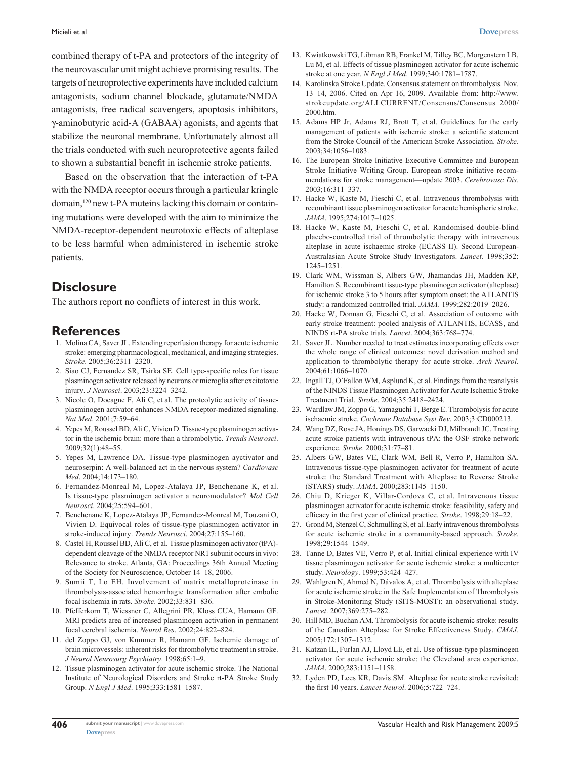combined therapy of t-PA and protectors of the integrity of the neurovascular unit might achieve promising results. The targets of neuroprotective experiments have included calcium antagonists, sodium channel blockade, glutamate/NMDA antagonists, free radical scavengers, apoptosis inhibitors, γ-aminobutyric acid-A (GABAA) agonists, and agents that stabilize the neuronal membrane. Unfortunately almost all the trials conducted with such neuroprotective agents failed to shown a substantial benefit in ischemic stroke patients.

Based on the observation that the interaction of t-PA with the NMDA receptor occurs through a particular kringle domain,[120] new t-PA muteins lacking this domain or containing mutations were developed with the aim to minimize the NMDA-receptor-dependent neurotoxic effects of alteplase to be less harmful when administered in ischemic stroke patients.

## Disclosure

The authors report no conflicts of interest in this work.

## References

1. Molina CA, Saver JL. Extending reperfusion therapy for acute ischemic stroke: emerging pharmacological, mechanical, and imaging strategies. *Stroke*. 2005;36:2311–2320.
2. Siao CJ, Fernandez SR, Tsirka SE. Cell type-specific roles for tissue plasminogen activator released by neurons or microglia after excitotoxic injury. *J Neurosci*. 2003;23:3224–3242.
3. Nicole O, Docagne F, Ali C, et al. The proteolytic activity of tissue-plasminogen activator enhances NMDA receptor-mediated signaling. *Nat Med*. 2001;7:59–64.
4. Yepes M, Roussel BD, Ali C, Vivien D. Tissue-type plasminogen activator in the ischemic brain: more than a thrombolytic. *Trends Neurosci*. 2009;32(1):48–55.
5. Yepes M, Lawrence DA. Tissue-type plasminogen ayctivator and neuroserpin: A well-balanced act in the nervous system? *Cardiovasc Med*. 2004;14:173–180.
6. Fernandez-Monreal M, Lopez-Atalaya JP, Benchenane K, et al. Is tissue-type plasminogen activator a neuromodulator? *Mol Cell Neurosci*. 2004;25:594–601.
7. Benchenane K, Lopez-Atalaya JP, Fernandez-Monreal M, Touzani O, Vivien D. Equivocal roles of tissue-type plasminogen activator in stroke-induced injury. *Trends Neurosci*. 2004;27:155–160.
8. Castel H, Roussel BD, Ali C, et al. Tissue plasminogen activator (tPA)-dependent cleavage of the NMDA receptor NR1 subunit occurs in vivo: Relevance to stroke. Atlanta, GA: Proceedings 36th Annual Meeting of the Society for Neuroscience, October 14–18, 2006.
9. Sumii T, Lo EH. Involvement of matrix metalloproteinase in thrombolysis-associated hemorrhagic transformation after embolic focal ischemia in rats. *Stroke*. 2002;33:831–836.
10. Pfefferkorn T, Wiessner C, Allegrini PR, Kloss CUA, Hamann GF. MRI predicts area of increased plasminogen activation in permanent focal cerebral ischemia. *Neurol Res*. 2002;24:822–824.
11. del Zoppo GJ, von Kummer R, Hamann GF. Ischemic damage of brain microvessels: inherent risks for thrombolytic treatment in stroke. *J Neurol Neurosurg Psychiatry*. 1998;65:1–9.
12. Tissue plasminogen activator for acute ischemic stroke. The National Institute of Neurological Disorders and Stroke rt-PA Stroke Study Group. *N Engl J Med*. 1995;333:1581–1587.
13. Kwiatkowski TG, Libman RB, Frankel M, Tilley BC, Morgenstern LB, Lu M, et al. Effects of tissue plasminogen activator for acute ischemic stroke at one year. *N Engl J Med*. 1999;340:1781–1787.
14. Karolinska Stroke Update. Consensus statement on thrombolysis. Nov. 13–14, 2006. Cited on Apr 16, 2009. Available from: http://www.strokeupdate.org/ALLCURRENT/Consensus/Consensus_2000/2000.htm.
15. Adams HP Jr, Adams RJ, Brott T, et al. Guidelines for the early management of patients with ischemic stroke: a scientific statement from the Stroke Council of the American Stroke Association. *Stroke*. 2003;34:1056–1083.
16. The European Stroke Initiative Executive Committee and European Stroke Initiative Writing Group. European stroke initiative recommendations for stroke management—update 2003. *Cerebrovasc Dis*. 2003;16:311–337.
17. Hacke W, Kaste M, Fieschi C, et al. Intravenous thrombolysis with recombinant tissue plasminogen activator for acute hemispheric stroke. *JAMA*. 1995;274:1017–1025.
18. Hacke W, Kaste M, Fieschi C, et al. Randomised double-blind placebo-controlled trial of thrombolytic therapy with intravenous alteplase in acute ischaemic stroke (ECASS II). Second European-Australasian Acute Stroke Study Investigators. *Lancet*. 1998;352:1245–1251.
19. Clark WM, Wissman S, Albers GW, Jhamandas JH, Madden KP, Hamilton S. Recombinant tissue-type plasminogen activator (alteplase) for ischemic stroke 3 to 5 hours after symptom onset: the ATLANTIS study: a randomized controlled trial. *JAMA*. 1999;282:2019–2026.
20. Hacke W, Donnan G, Fieschi C, et al. Association of outcome with early stroke treatment: pooled analysis of ATLANTIS, ECASS, and NINDS rt-PA stroke trials. *Lancet*. 2004;363:768–774.
21. Saver JL. Number needed to treat estimates incorporating effects over the whole range of clinical outcomes: novel derivation method and application to thrombolytic therapy for acute stroke. *Arch Neurol*. 2004;61:1066–1070.
22. Ingall TJ, O'Fallon WM, Asplund K, et al. Findings from the reanalysis of the NINDS Tissue Plasminogen Activator for Acute Ischemic Stroke Treatment Trial. *Stroke*. 2004;35:2418–2424.
23. Wardlaw JM, Zoppo G, Yamaguchi T, Berge E. Thrombolysis for acute ischaemic stroke. *Cochrane Database Syst Rev*. 2003;3:CD000213.
24. Wang DZ, Rose JA, Honings DS, Garwacki DJ, Milbrandt JC. Treating acute stroke patients with intravenous tPA: the OSF stroke network experience. *Stroke*. 2000;31:77–81.
25. Albers GW, Bates VE, Clark WM, Bell R, Verro P, Hamilton SA. Intravenous tissue-type plasminogen activator for treatment of acute stroke: the Standard Treatment with Alteplase to Reverse Stroke (STARS) study. *JAMA*. 2000;283:1145–1150.
26. Chiu D, Krieger K, Villar-Cordova C, et al. Intravenous tissue plasminogen activator for acute ischemic stroke: feasibility, safety and efficacy in the first year of clinical practice. *Stroke*. 1998;29:18–22.
27. Grond M, Stenzel C, Schmulling S, et al. Early intravenous thrombolysis for acute ischemic stroke in a community-based approach. *Stroke*. 1998;29:1544–1549.
28. Tanne D, Bates VE, Verro P, et al. Initial clinical experience with IV tissue plasminogen activator for acute ischemic stroke: a multicenter study. *Neurology*. 1999;53:424–427.
29. Wahlgren N, Ahmed N, Dávalos A, et al. Thrombolysis with alteplase for acute ischemic stroke in the Safe Implementation of Thrombolysis in Stroke-Monitoring Study (SITS-MOST): an observational study. *Lancet*. 2007;369:275–282.
30. Hill MD, Buchan AM. Thrombolysis for acute ischemic stroke: results of the Canadian Alteplase for Stroke Effectiveness Study. *CMAJ*. 2005;172:1307–1312.
31. Katzan IL, Furlan AJ, Lloyd LE, et al. Use of tissue-type plasminogen activator for acute ischemic stroke: the Cleveland area experience. *JAMA*. 2000;283:1151–1158.
32. Lyden PD, Lees KR, Davis SM. Alteplase for acute stroke revisited: the first 10 years. *Lancet Neurol*. 2006;5:722–724.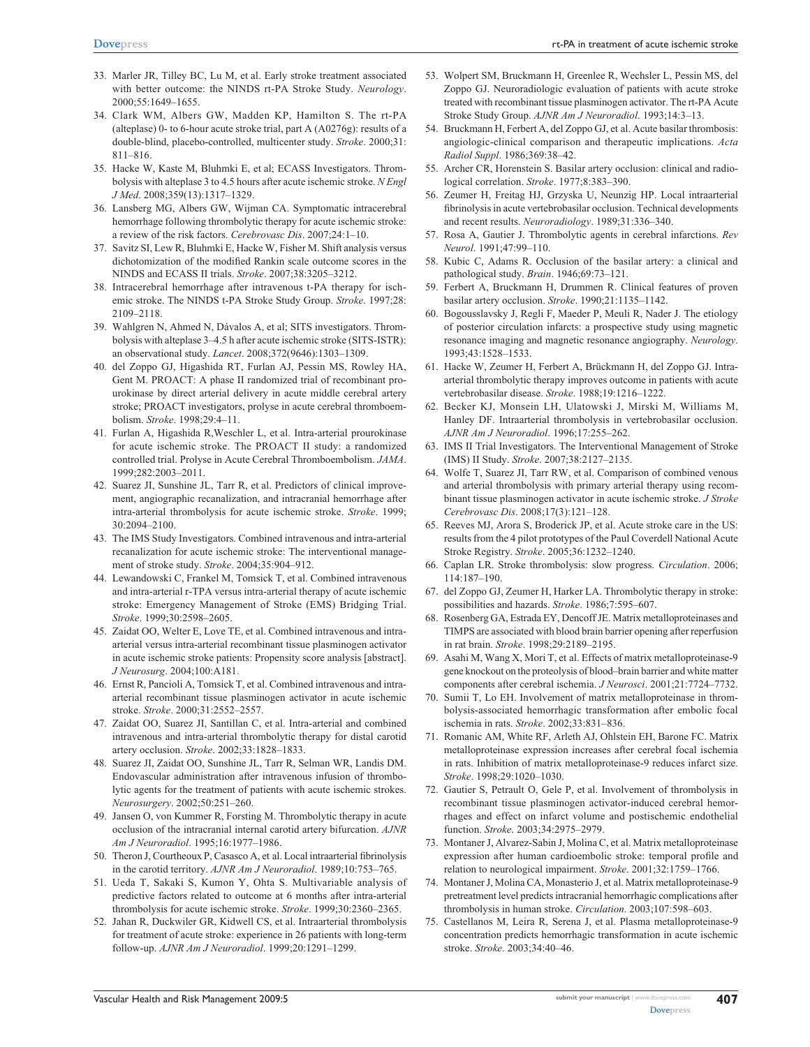33. Marler JR, Tilley BC, Lu M, et al. Early stroke treatment associated with better outcome: the NINDS rt-PA Stroke Study. *Neurology*. 2000;55:1649–1655.
34. Clark WM, Albers GW, Madden KP, Hamilton S. The rt-PA (alteplase) 0- to 6-hour acute stroke trial, part A (A0276g): results of a double-blind, placebo-controlled, multicenter study. *Stroke*. 2000;31:811–816.
35. Hacke W, Kaste M, Bluhmki E, et al; ECASS Investigators. Thrombolysis with alteplase 3 to 4.5 hours after acute ischemic stroke. *N Engl J Med*. 2008;359(13):1317–1329.
36. Lansberg MG, Albers GW, Wijman CA. Symptomatic intracerebral hemorrhage following thrombolytic therapy for acute ischemic stroke: a review of the risk factors. *Cerebrovasc Dis*. 2007;24:1–10.
37. Savitz SI, Lew R, Bluhmki E, Hacke W, Fisher M. Shift analysis versus dichotomization of the modified Rankin scale outcome scores in the NINDS and ECASS II trials. *Stroke*. 2007;38:3205–3212.
38. Intracerebral hemorrhage after intravenous t-PA therapy for ischemic stroke. The NINDS t-PA Stroke Study Group. *Stroke*. 1997;28:2109–2118.
39. Wahlgren N, Ahmed N, Dávalos A, et al; SITS investigators. Thrombolysis with alteplase 3–4.5 h after acute ischemic stroke (SITS-ISTR): an observational study. *Lancet*. 2008;372(9646):1303–1309.
40. del Zoppo GJ, Higashida RT, Furlan AJ, Pessin MS, Rowley HA, Gent M. PROACT: A phase II randomized trial of recombinant prourokinase by direct arterial delivery in acute middle cerebral artery stroke; PROACT investigators, prolyse in acute cerebral thromboembolism. *Stroke*. 1998;29:4–11.
41. Furlan A, Higashida R,Weschler L, et al. Intra-arterial prourokinase for acute ischemic stroke. The PROACT II study: a randomized controlled trial. Prolyse in Acute Cerebral Thromboembolism. *JAMA*. 1999;282:2003–2011.
42. Suarez JI, Sunshine JL, Tarr R, et al. Predictors of clinical improvement, angiographic recanalization, and intracranial hemorrhage after intra-arterial thrombolysis for acute ischemic stroke. *Stroke*. 1999;30:2094–2100.
43. The IMS Study Investigators. Combined intravenous and intra-arterial recanalization for acute ischemic stroke: The interventional management of stroke study. *Stroke*. 2004;35:904–912.
44. Lewandowski C, Frankel M, Tomsick T, et al. Combined intravenous and intra-arterial r-TPA versus intra-arterial therapy of acute ischemic stroke: Emergency Management of Stroke (EMS) Bridging Trial. *Stroke*. 1999;30:2598–2605.
45. Zaidat OO, Welter E, Love TE, et al. Combined intravenous and intra-arterial versus intra-arterial recombinant tissue plasminogen activator in acute ischemic stroke patients: Propensity score analysis [abstract]. *J Neurosurg*. 2004;100:A181.
46. Ernst R, Pancioli A, Tomsick T, et al. Combined intravenous and intra-arterial recombinant tissue plasminogen activator in acute ischemic stroke. *Stroke*. 2000;31:2552–2557.
47. Zaidat OO, Suarez JI, Santillan C, et al. Intra-arterial and combined intravenous and intra-arterial thrombolytic therapy for distal carotid artery occlusion. *Stroke*. 2002;33:1828–1833.
48. Suarez JI, Zaidat OO, Sunshine JL, Tarr R, Selman WR, Landis DM. Endovascular administration after intravenous infusion of thrombolytic agents for the treatment of patients with acute ischemic strokes. *Neurosurgery*. 2002;50:251–260.
49. Jansen O, von Kummer R, Forsting M. Thrombolytic therapy in acute occlusion of the intracranial internal carotid artery bifurcation. *AJNR Am J Neuroradiol*. 1995;16:1977–1986.
50. Theron J, Courtheoux P, Casasco A, et al. Local intraarterial fibrinolysis in the carotid territory. *AJNR Am J Neuroradiol*. 1989;10:753–765.
51. Ueda T, Sakaki S, Kumon Y, Ohta S. Multivariable analysis of predictive factors related to outcome at 6 months after intra-arterial thrombolysis for acute ischemic stroke. *Stroke*. 1999;30:2360–2365.
52. Jahan R, Duckwiler GR, Kidwell CS, et al. Intraarterial thrombolysis for treatment of acute stroke: experience in 26 patients with long-term follow-up. *AJNR Am J Neuroradiol*. 1999;20:1291–1299.
53. Wolpert SM, Bruckmann H, Greenlee R, Wechsler L, Pessin MS, del Zoppo GJ. Neuroradiologic evaluation of patients with acute stroke treated with recombinant tissue plasminogen activator. The rt-PA Acute Stroke Study Group. *AJNR Am J Neuroradiol*. 1993;14:3–13.
54. Bruckmann H, Ferbert A, del Zoppo GJ, et al. Acute basilar thrombosis: angiologic-clinical comparison and therapeutic implications. *Acta Radiol Suppl*. 1986;369:38–42.
55. Archer CR, Horenstein S. Basilar artery occlusion: clinical and radiological correlation. *Stroke*. 1977;8:383–390.
56. Zeumer H, Freitag HJ, Grzyska U, Neunzig HP. Local intraarterial fibrinolysis in acute vertebrobasilar occlusion. Technical developments and recent results. *Neuroradiology*. 1989;31:336–340.
57. Rosa A, Gautier J. Thrombolytic agents in cerebral infarctions. *Rev Neurol*. 1991;47:99–110.
58. Kubic C, Adams R. Occlusion of the basilar artery: a clinical and pathological study. *Brain*. 1946;69:73–121.
59. Ferbert A, Bruckmann H, Drummen R. Clinical features of proven basilar artery occlusion. *Stroke*. 1990;21:1135–1142.
60. Bogousslavsky J, Regli F, Maeder P, Meuli R, Nader J. The etiology of posterior circulation infarcts: a prospective study using magnetic resonance imaging and magnetic resonance angiography. *Neurology*. 1993;43:1528–1533.
61. Hacke W, Zeumer H, Ferbert A, Brückmann H, del Zoppo GJ. Intra-arterial thrombolytic therapy improves outcome in patients with acute vertebrobasilar disease. *Stroke*. 1988;19:1216–1222.
62. Becker KJ, Monsein LH, Ulatowski J, Mirski M, Williams M, Hanley DF. Intraarterial thrombolysis in vertebrobasilar occlusion. *AJNR Am J Neuroradiol*. 1996;17:255–262.
63. IMS II Trial Investigators. The Interventional Management of Stroke (IMS) II Study. *Stroke*. 2007;38:2127–2135.
64. Wolfe T, Suarez JI, Tarr RW, et al. Comparison of combined venous and arterial thrombolysis with primary arterial therapy using recombinant tissue plasminogen activator in acute ischemic stroke. *J Stroke Cerebrovasc Dis*. 2008;17(3):121–128.
65. Reeves MJ, Arora S, Broderick JP, et al. Acute stroke care in the US: results from the 4 pilot prototypes of the Paul Coverdell National Acute Stroke Registry. *Stroke*. 2005;36:1232–1240.
66. Caplan LR. Stroke thrombolysis: slow progress. *Circulation*. 2006;114:187–190.
67. del Zoppo GJ, Zeumer H, Harker LA. Thrombolytic therapy in stroke: possibilities and hazards. *Stroke*. 1986;7:595–607.
68. Rosenberg GA, Estrada EY, Dencoff JE. Matrix metalloproteinases and TIMPS are associated with blood brain barrier opening after reperfusion in rat brain. *Stroke*. 1998;29:2189–2195.
69. Asahi M, Wang X, Mori T, et al. Effects of matrix metalloproteinase-9 gene knockout on the proteolysis of blood–brain barrier and white matter components after cerebral ischemia. *J Neurosci*. 2001;21:7724–7732.
70. Sumii T, Lo EH. Involvement of matrix metalloproteinase in thrombolysis-associated hemorrhagic transformation after embolic focal ischemia in rats. *Stroke*. 2002;33:831–836.
71. Romanic AM, White RF, Arleth AJ, Ohlstein EH, Barone FC. Matrix metalloproteinase expression increases after cerebral focal ischemia in rats. Inhibition of matrix metalloproteinase-9 reduces infarct size. *Stroke*. 1998;29:1020–1030.
72. Gautier S, Petrault O, Gele P, et al. Involvement of thrombolysis in recombinant tissue plasminogen activator-induced cerebral hemorrhages and effect on infarct volume and postischemic endothelial function. *Stroke*. 2003;34:2975–2979.
73. Montaner J, Alvarez-Sabin J, Molina C, et al. Matrix metalloproteinase expression after human cardioembolic stroke: temporal profile and relation to neurological impairment. *Stroke*. 2001;32:1759–1766.
74. Montaner J, Molina CA, Monasterio J, et al. Matrix metalloproteinase-9 pretreatment level predicts intracranial hemorrhagic complications after thrombolysis in human stroke. *Circulation*. 2003;107:598–603.
75. Castellanos M, Leira R, Serena J, et al. Plasma metalloproteinase-9 concentration predicts hemorrhagic transformation in acute ischemic stroke. *Stroke*. 2003;34:40–46.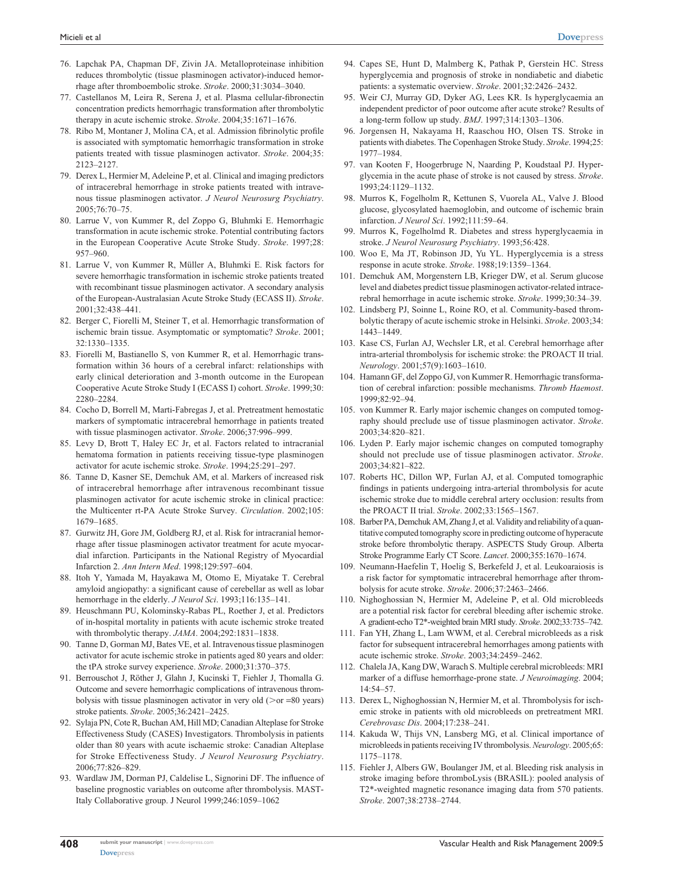76. Lapchak PA, Chapman DF, Zivin JA. Metalloproteinase inhibition reduces thrombolytic (tissue plasminogen activator)-induced hemorrhage after thromboembolic stroke. *Stroke*. 2000;31:3034–3040.
77. Castellanos M, Leira R, Serena J, et al. Plasma cellular-fibronectin concentration predicts hemorrhagic transformation after thrombolytic therapy in acute ischemic stroke. *Stroke*. 2004;35:1671–1676.
78. Ribo M, Montaner J, Molina CA, et al. Admission fibrinolytic profile is associated with symptomatic hemorrhagic transformation in stroke patients treated with tissue plasminogen activator. *Stroke*. 2004;35: 2123–2127.
79. Derex L, Hermier M, Adeleine P, et al. Clinical and imaging predictors of intracerebral hemorrhage in stroke patients treated with intravenous tissue plasminogen activator. *J Neurol Neurosurg Psychiatry*. 2005;76:70–75.
80. Larrue V, von Kummer R, del Zoppo G, Bluhmki E. Hemorrhagic transformation in acute ischemic stroke. Potential contributing factors in the European Cooperative Acute Stroke Study. *Stroke*. 1997;28: 957–960.
81. Larrue V, von Kummer R, Müller A, Bluhmki E. Risk factors for severe hemorrhagic transformation in ischemic stroke patients treated with recombinant tissue plasminogen activator. A secondary analysis of the European-Australasian Acute Stroke Study (ECASS II). *Stroke*. 2001;32:438–441.
82. Berger C, Fiorelli M, Steiner T, et al. Hemorrhagic transformation of ischemic brain tissue. Asymptomatic or symptomatic? *Stroke*. 2001; 32:1330–1335.
83. Fiorelli M, Bastianello S, von Kummer R, et al. Hemorrhagic transformation within 36 hours of a cerebral infarct: relationships with early clinical deterioration and 3-month outcome in the European Cooperative Acute Stroke Study I (ECASS I) cohort. *Stroke*. 1999;30: 2280–2284.
84. Cocho D, Borrell M, Marti-Fabregas J, et al. Pretreatment hemostatic markers of symptomatic intracerebral hemorrhage in patients treated with tissue plasminogen activator. *Stroke*. 2006;37:996–999.
85. Levy D, Brott T, Haley EC Jr, et al. Factors related to intracranial hematoma formation in patients receiving tissue-type plasminogen activator for acute ischemic stroke. *Stroke*. 1994;25:291–297.
86. Tanne D, Kasner SE, Demchuk AM, et al. Markers of increased risk of intracerebral hemorrhage after intravenous recombinant tissue plasminogen activator for acute ischemic stroke in clinical practice: the Multicenter rt-PA Acute Stroke Survey. *Circulation*. 2002;105: 1679–1685.
87. Gurwitz JH, Gore JM, Goldberg RJ, et al. Risk for intracranial hemorrhage after tissue plasminogen activator treatment for acute myocardial infarction. Participants in the National Registry of Myocardial Infarction 2. *Ann Intern Med*. 1998;129:597–604.
88. Itoh Y, Yamada M, Hayakawa M, Otomo E, Miyatake T. Cerebral amyloid angiopathy: a significant cause of cerebellar as well as lobar hemorrhage in the elderly. *J Neurol Sci*. 1993;116:135–141.
89. Heuschmann PU, Kolominsky-Rabas PL, Roether J, et al. Predictors of in-hospital mortality in patients with acute ischemic stroke treated with thrombolytic therapy. *JAMA*. 2004;292:1831–1838.
90. Tanne D, Gorman MJ, Bates VE, et al. Intravenous tissue plasminogen activator for acute ischemic stroke in patients aged 80 years and older: the tPA stroke survey experience. *Stroke*. 2000;31:370–375.
91. Berrouschot J, Röther J, Glahn J, Kucinski T, Fiehler J, Thomalla G. Outcome and severe hemorrhagic complications of intravenous thrombolysis with tissue plasminogen activator in very old (>or =80 years) stroke patients. *Stroke*. 2005;36:2421–2425.
92. Sylaja PN, Cote R, Buchan AM, Hill MD; Canadian Alteplase for Stroke Effectiveness Study (CASES) Investigators. Thrombolysis in patients older than 80 years with acute ischaemic stroke: Canadian Alteplase for Stroke Effectiveness Study. *J Neurol Neurosurg Psychiatry*. 2006;77:826–829.
93. Wardlaw JM, Dorman PJ, Caldelise L, Signorini DF. The influence of baseline prognostic variables on outcome after thrombolysis. MAST-Italy Collaborative group. J Neurol 1999;246:1059–1062
94. Capes SE, Hunt D, Malmberg K, Pathak P, Gerstein HC. Stress hyperglycemia and prognosis of stroke in nondiabetic and diabetic patients: a systematic overview. *Stroke*. 2001;32:2426–2432.
95. Weir CJ, Murray GD, Dyker AG, Lees KR. Is hyperglycaemia an independent predictor of poor outcome after acute stroke? Results of a long-term follow up study. *BMJ*. 1997;314:1303–1306.
96. Jorgensen H, Nakayama H, Raaschou HO, Olsen TS. Stroke in patients with diabetes. The Copenhagen Stroke Study. *Stroke*. 1994;25: 1977–1984.
97. van Kooten F, Hoogerbruge N, Naarding P, Koudstaal PJ. Hyperglycemia in the acute phase of stroke is not caused by stress. *Stroke*. 1993;24:1129–1132.
98. Murros K, Fogelholm R, Kettunen S, Vuorela AL, Valve J. Blood glucose, glycosylated haemoglobin, and outcome of ischemic brain infarction. *J Neurol Sci*. 1992;111:59–64.
99. Murros K, Fogelholmd R. Diabetes and stress hyperglycaemia in stroke. *J Neurol Neurosurg Psychiatry*. 1993;56:428.
100. Woo E, Ma JT, Robinson JD, Yu YL. Hyperglycemia is a stress response in acute stroke. *Stroke*. 1988;19:1359–1364.
101. Demchuk AM, Morgenstern LB, Krieger DW, et al. Serum glucose level and diabetes predict tissue plasminogen activator-related intracerebral hemorrhage in acute ischemic stroke. *Stroke*. 1999;30:34–39.
102. Lindsberg PJ, Soinne L, Roine RO, et al. Community-based thrombolytic therapy of acute ischemic stroke in Helsinki. *Stroke*. 2003;34: 1443–1449.
103. Kase CS, Furlan AJ, Wechsler LR, et al. Cerebral hemorrhage after intra-arterial thrombolysis for ischemic stroke: the PROACT II trial. *Neurology*. 2001;57(9):1603–1610.
104. Hamann GF, del Zoppo GJ, von Kummer R. Hemorrhagic transformation of cerebral infarction: possible mechanisms. *Thromb Haemost*. 1999;82:92–94.
105. von Kummer R. Early major ischemic changes on computed tomography should preclude use of tissue plasminogen activator. *Stroke*. 2003;34:820–821.
106. Lyden P. Early major ischemic changes on computed tomography should not preclude use of tissue plasminogen activator. *Stroke*. 2003;34:821–822.
107. Roberts HC, Dillon WP, Furlan AJ, et al. Computed tomographic findings in patients undergoing intra-arterial thrombolysis for acute ischemic stroke due to middle cerebral artery occlusion: results from the PROACT II trial. *Stroke*. 2002;33:1565–1567.
108. Barber PA, Demchuk AM, Zhang J, et al. Validity and reliability of a quantitative computed tomography score in predicting outcome of hyperacute stroke before thrombolytic therapy. ASPECTS Study Group. Alberta Stroke Programme Early CT Score. *Lancet*. 2000;355:1670–1674.
109. Neumann-Haefelin T, Hoelig S, Berkefeld J, et al. Leukoaraiosis is a risk factor for symptomatic intracerebral hemorrhage after thrombolysis for acute stroke. *Stroke*. 2006;37:2463–2466.
110. Nighoghossian N, Hermier M, Adeleine P, et al. Old microbleeds are a potential risk factor for cerebral bleeding after ischemic stroke. A gradient-echo T2*-weighted brain MRI study. *Stroke*. 2002;33:735–742.
111. Fan YH, Zhang L, Lam WWM, et al. Cerebral microbleeds as a risk factor for subsequent intracerebral hemorrhages among patients with acute ischemic stroke. *Stroke*. 2003;34:2459–2462.
112. Chalela JA, Kang DW, Warach S. Multiple cerebral microbleeds: MRI marker of a diffuse hemorrhage-prone state. *J Neuroimaging*. 2004; 14:54–57.
113. Derex L, Nighoghossian N, Hermier M, et al. Thrombolysis for ischemic stroke in patients with old microbleeds on pretreatment MRI. *Cerebrovasc Dis*. 2004;17:238–241.
114. Kakuda W, Thijs VN, Lansberg MG, et al. Clinical importance of microbleeds in patients receiving IV thrombolysis. *Neurology*. 2005;65: 1175–1178.
115. Fiehler J, Albers GW, Boulanger JM, et al. Bleeding risk analysis in stroke imaging before thromboLysis (BRASIL): pooled analysis of T2*-weighted magnetic resonance imaging data from 570 patients. *Stroke*. 2007;38:2738–2744.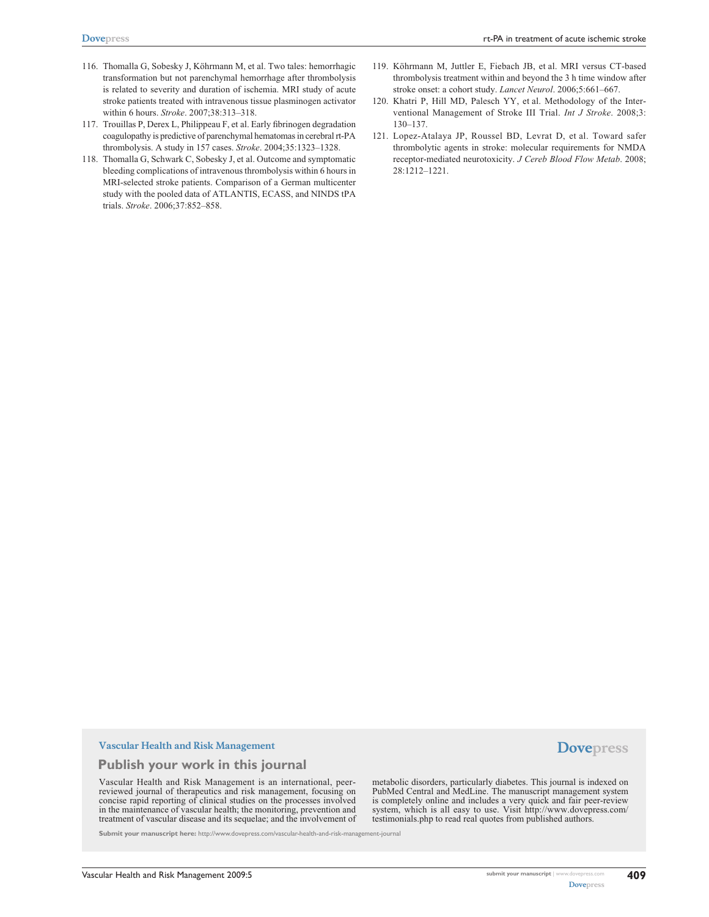116. Thomalla G, Sobesky J, Köhrmann M, et al. Two tales: hemorrhagic transformation but not parenchymal hemorrhage after thrombolysis is related to severity and duration of ischemia. MRI study of acute stroke patients treated with intravenous tissue plasminogen activator within 6 hours. *Stroke*. 2007;38:313–318.
117. Trouillas P, Derex L, Philippeau F, et al. Early fibrinogen degradation coagulopathy is predictive of parenchymal hematomas in cerebral rt-PA thrombolysis. A study in 157 cases. *Stroke*. 2004;35:1323–1328.
118. Thomalla G, Schwark C, Sobesky J, et al. Outcome and symptomatic bleeding complications of intravenous thrombolysis within 6 hours in MRI-selected stroke patients. Comparison of a German multicenter study with the pooled data of ATLANTIS, ECASS, and NINDS tPA trials. *Stroke*. 2006;37:852–858.
119. Köhrmann M, Juttler E, Fiebach JB, et al. MRI versus CT-based thrombolysis treatment within and beyond the 3 h time window after stroke onset: a cohort study. *Lancet Neurol*. 2006;5:661–667.
120. Khatri P, Hill MD, Palesch YY, et al. Methodology of the Interventional Management of Stroke III Trial. *Int J Stroke*. 2008;3:130–137.
121. Lopez-Atalaya JP, Roussel BD, Levrat D, et al. Toward safer thrombolytic agents in stroke: molecular requirements for NMDA receptor-mediated neurotoxicity. *J Cereb Blood Flow Metab*. 2008;28:1212–1221.

**Vascular Health and Risk Management**

## Publish your work in this journal

Vascular Health and Risk Management is an international, peer-reviewed journal of therapeutics and risk management, focusing on concise rapid reporting of clinical studies on the processes involved in the maintenance of vascular health; the monitoring, prevention and treatment of vascular disease and its sequelae; and the involvement of metabolic disorders, particularly diabetes. This journal is indexed on PubMed Central and MedLine. The manuscript management system is completely online and includes a very quick and fair peer-review system, which is all easy to use. Visit http://www.dovepress.com/testimonials.php to read real quotes from published authors.

**Submit your manuscript here:** http://www.dovepress.com/vascular-health-and-risk-management-journal